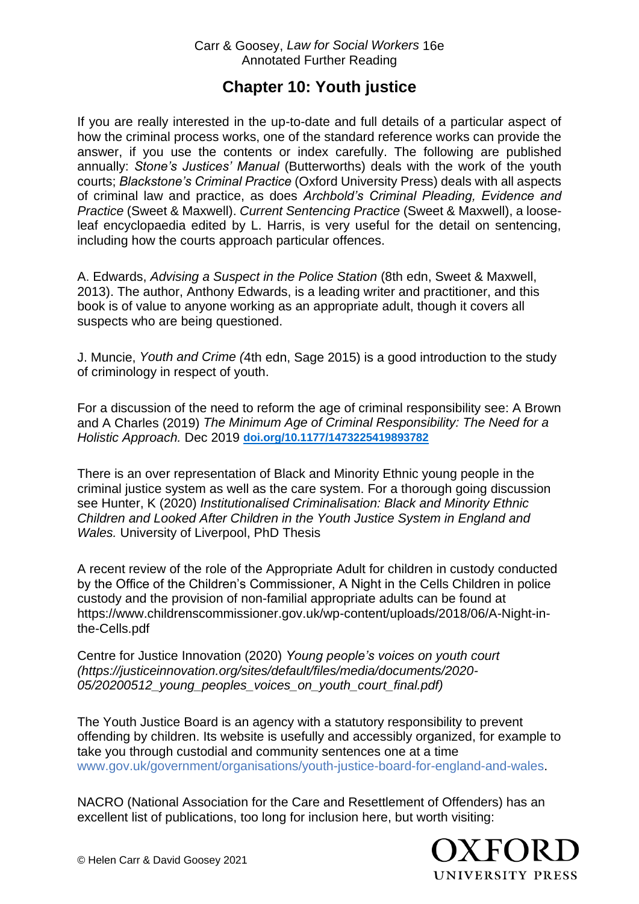Carr & Goosey, *Law for Social Workers* 16e
Annotated Further Reading

# Chapter 10: Youth justice

If you are really interested in the up-to-date and full details of a particular aspect of how the criminal process works, one of the standard reference works can provide the answer, if you use the contents or index carefully. The following are published annually: *Stone's Justices' Manual* (Butterworths) deals with the work of the youth courts; *Blackstone's Criminal Practice* (Oxford University Press) deals with all aspects of criminal law and practice, as does *Archbold's Criminal Pleading, Evidence and Practice* (Sweet & Maxwell). *Current Sentencing Practice* (Sweet & Maxwell), a loose-leaf encyclopaedia edited by L. Harris, is very useful for the detail on sentencing, including how the courts approach particular offences.

A. Edwards, *Advising a Suspect in the Police Station* (8th edn, Sweet & Maxwell, 2013). The author, Anthony Edwards, is a leading writer and practitioner, and this book is of value to anyone working as an appropriate adult, though it covers all suspects who are being questioned.

J. Muncie, *Youth and Crime (*4th edn, Sage 2015) is a good introduction to the study of criminology in respect of youth.

For a discussion of the need to reform the age of criminal responsibility see: A Brown and A Charles (2019) *The Minimum Age of Criminal Responsibility: The Need for a Holistic Approach.* Dec 2019 **doi.org/10.1177/1473225419893782**

There is an over representation of Black and Minority Ethnic young people in the criminal justice system as well as the care system. For a thorough going discussion see Hunter, K (2020) *Institutionalised Criminalisation: Black and Minority Ethnic Children and Looked After Children in the Youth Justice System in England and Wales.* University of Liverpool, PhD Thesis

A recent review of the role of the Appropriate Adult for children in custody conducted by the Office of the Children's Commissioner, A Night in the Cells Children in police custody and the provision of non-familial appropriate adults can be found at https://www.childrenscommissioner.gov.uk/wp-content/uploads/2018/06/A-Night-in-the-Cells.pdf

Centre for Justice Innovation (2020) *Young people's voices on youth court (https://justiceinnovation.org/sites/default/files/media/documents/2020-05/20200512_young_peoples_voices_on_youth_court_final.pdf)*

The Youth Justice Board is an agency with a statutory responsibility to prevent offending by children. Its website is usefully and accessibly organized, for example to take you through custodial and community sentences one at a time www.gov.uk/government/organisations/youth-justice-board-for-england-and-wales.

NACRO (National Association for the Care and Resettlement of Offenders) has an excellent list of publications, too long for inclusion here, but worth visiting:

© Helen Carr & David Goosey 2021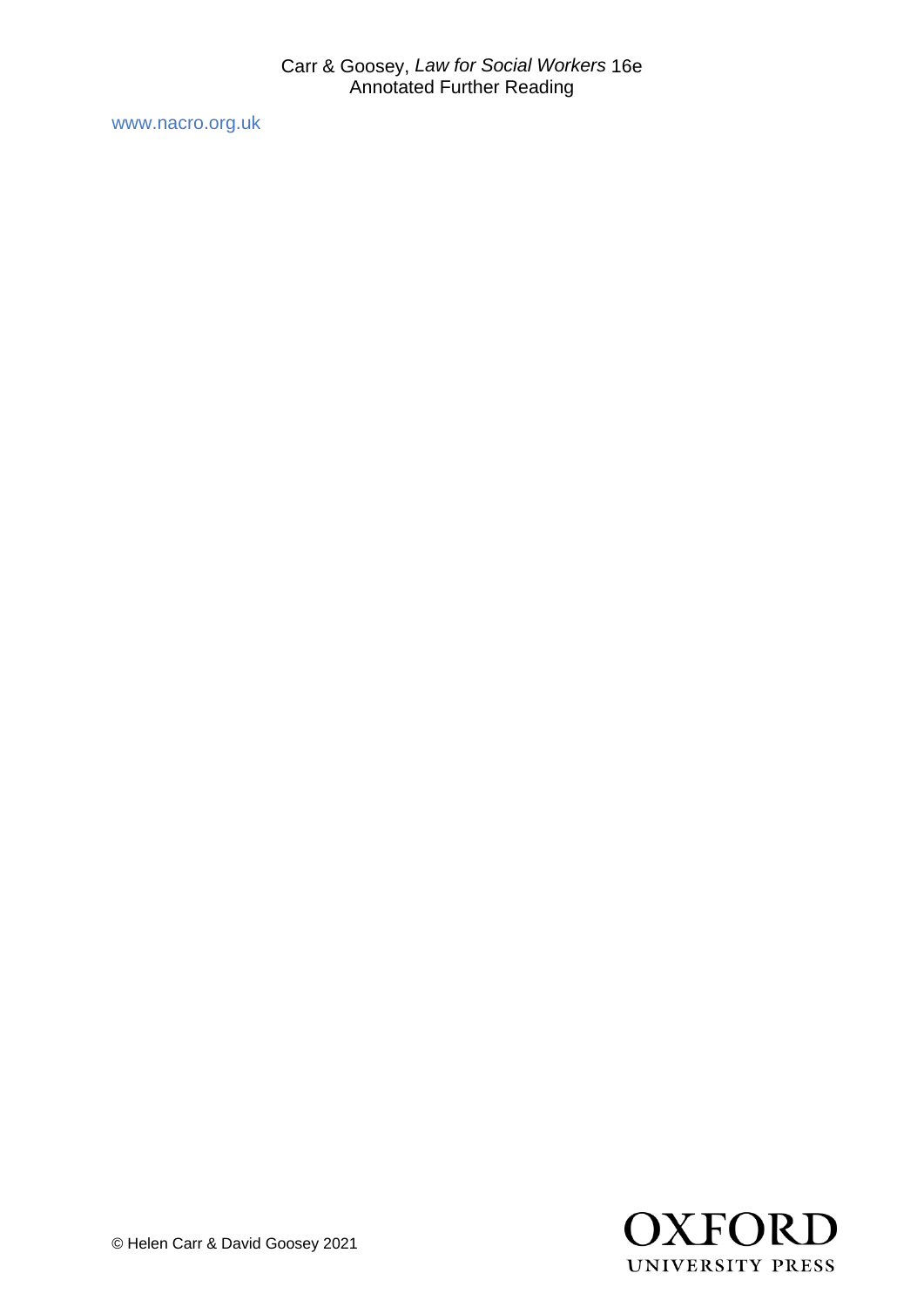www.nacro.org.uk